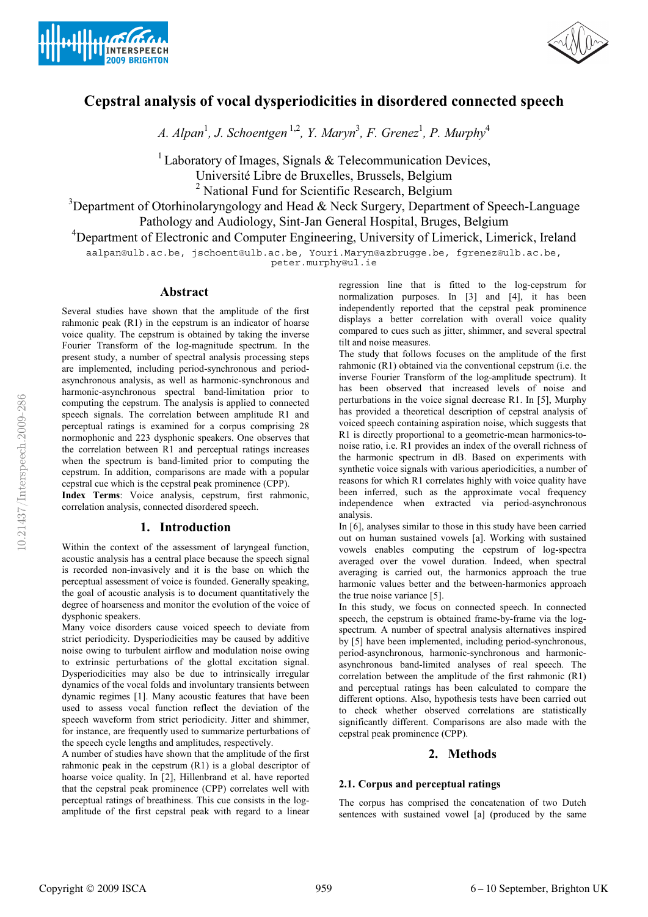# Cepstral analysis of vocal dysperiodicities in disordered connected speech

*A. Alpan*[1], *J. Schoentgen*[1,2], *Y. Maryn*[3], *F. Grenez*[1], *P. Murphy*[4]

[1] Laboratory of Images, Signals & Telecommunication Devices, Université Libre de Bruxelles, Brussels, Belgium

[2] National Fund for Scientific Research, Belgium

[3] Department of Otorhinolaryngology and Head & Neck Surgery, Department of Speech-Language Pathology and Audiology, Sint-Jan General Hospital, Bruges, Belgium

[4] Department of Electronic and Computer Engineering, University of Limerick, Limerick, Ireland

aalpan@ulb.ac.be, jschoent@ulb.ac.be, Youri.Maryn@azbrugge.be, fgrenez@ulb.ac.be, peter.murphy@ul.ie

## Abstract

Several studies have shown that the amplitude of the first rahmonic peak (R1) in the cepstrum is an indicator of hoarse voice quality. The cepstrum is obtained by taking the inverse Fourier Transform of the log-magnitude spectrum. In the present study, a number of spectral analysis processing steps are implemented, including period-synchronous and period-asynchronous analysis, as well as harmonic-synchronous and harmonic-asynchronous spectral band-limitation prior to computing the cepstrum. The analysis is applied to connected speech signals. The correlation between amplitude R1 and perceptual ratings is examined for a corpus comprising 28 normophonic and 223 dysphonic speakers. One observes that the correlation between R1 and perceptual ratings increases when the spectrum is band-limited prior to computing the cepstrum. In addition, comparisons are made with a popular cepstral cue which is the cepstral peak prominence (CPP).

**Index Terms**: Voice analysis, cepstrum, first rahmonic, correlation analysis, connected disordered speech.

## 1. Introduction

Within the context of the assessment of laryngeal function, acoustic analysis has a central place because the speech signal is recorded non-invasively and it is the base on which the perceptual assessment of voice is founded. Generally speaking, the goal of acoustic analysis is to document quantitatively the degree of hoarseness and monitor the evolution of the voice of dysphonic speakers.

Many voice disorders cause voiced speech to deviate from strict periodicity. Dysperiodicities may be caused by additive noise owing to turbulent airflow and modulation noise owing to extrinsic perturbations of the glottal excitation signal. Dysperiodicities may also be due to intrinsically irregular dynamics of the vocal folds and involuntary transients between dynamic regimes [1]. Many acoustic features that have been used to assess vocal function reflect the deviation of the speech waveform from strict periodicity. Jitter and shimmer, for instance, are frequently used to summarize perturbations of the speech cycle lengths and amplitudes, respectively.

A number of studies have shown that the amplitude of the first rahmonic peak in the cepstrum (R1) is a global descriptor of hoarse voice quality. In [2], Hillenbrand et al. have reported that the cepstral peak prominence (CPP) correlates well with perceptual ratings of breathiness. This cue consists in the log-amplitude of the first cepstral peak with regard to a linear regression line that is fitted to the log-cepstrum for normalization purposes. In [3] and [4], it has been independently reported that the cepstral peak prominence displays a better correlation with overall voice quality compared to cues such as jitter, shimmer, and several spectral tilt and noise measures.

The study that follows focuses on the amplitude of the first rahmonic (R1) obtained via the conventional cepstrum (i.e. the inverse Fourier Transform of the log-amplitude spectrum). It has been observed that increased levels of noise and perturbations in the voice signal decrease R1. In [5], Murphy has provided a theoretical description of cepstral analysis of voiced speech containing aspiration noise, which suggests that R1 is directly proportional to a geometric-mean harmonics-to-noise ratio, i.e. R1 provides an index of the overall richness of the harmonic spectrum in dB. Based on experiments with synthetic voice signals with various aperiodicities, a number of reasons for which R1 correlates highly with voice quality have been inferred, such as the approximate vocal frequency independence when extracted via period-asynchronous analysis.

In [6], analyses similar to those in this study have been carried out on human sustained vowels [a]. Working with sustained vowels enables computing the cepstrum of log-spectra averaged over the vowel duration. Indeed, when spectral averaging is carried out, the harmonics approach the true harmonic values better and the between-harmonics approach the true noise variance [5].

In this study, we focus on connected speech. In connected speech, the cepstrum is obtained frame-by-frame via the log-spectrum. A number of spectral analysis alternatives inspired by [5] have been implemented, including period-synchronous, period-asynchronous, harmonic-synchronous and harmonic-asynchronous band-limited analyses of real speech. The correlation between the amplitude of the first rahmonic (R1) and perceptual ratings has been calculated to compare the different options. Also, hypothesis tests have been carried out to check whether observed correlations are statistically significantly different. Comparisons are also made with the cepstral peak prominence (CPP).

## 2. Methods

### 2.1. Corpus and perceptual ratings

The corpus has comprised the concatenation of two Dutch sentences with sustained vowel [a] (produced by the same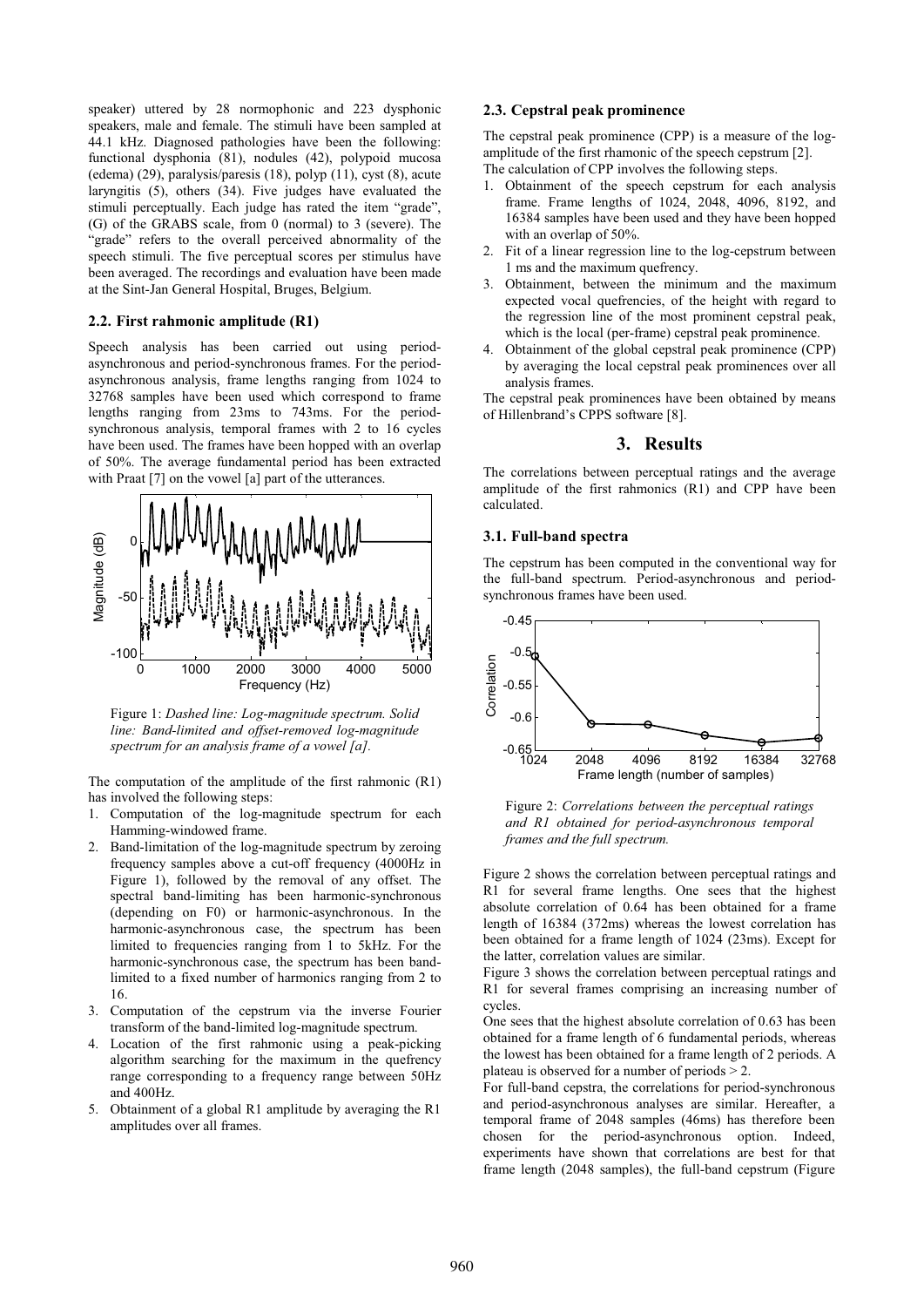speaker) uttered by 28 normophonic and 223 dysphonic speakers, male and female. The stimuli have been sampled at 44.1 kHz. Diagnosed pathologies have been the following: functional dysphonia (81), nodules (42), polypoid mucosa (edema) (29), paralysis/paresis (18), polyp (11), cyst (8), acute laryngitis (5), others (34). Five judges have evaluated the stimuli perceptually. Each judge has rated the item "grade", (G) of the GRABS scale, from 0 (normal) to 3 (severe). The "grade" refers to the overall perceived abnormality of the speech stimuli. The five perceptual scores per stimulus have been averaged. The recordings and evaluation have been made at the Sint-Jan General Hospital, Bruges, Belgium.

### 2.2. First rahmonic amplitude (R1)

Speech analysis has been carried out using period-asynchronous and period-synchronous frames. For the period-asynchronous analysis, frame lengths ranging from 1024 to 32768 samples have been used which correspond to frame lengths ranging from 23ms to 743ms. For the period-synchronous analysis, temporal frames with 2 to 16 cycles have been used. The frames have been hopped with an overlap of 50%. The average fundamental period has been extracted with Praat [7] on the vowel [a] part of the utterances.

Figure 1: *Dashed line: Log-magnitude spectrum. Solid line: Band-limited and offset-removed log-magnitude spectrum for an analysis frame of a vowel [a].*

The computation of the amplitude of the first rahmonic (R1) has involved the following steps:

1. Computation of the log-magnitude spectrum for each Hamming-windowed frame.
2. Band-limitation of the log-magnitude spectrum by zeroing frequency samples above a cut-off frequency (4000Hz in Figure 1), followed by the removal of any offset. The spectral band-limiting has been harmonic-synchronous (depending on F0) or harmonic-asynchronous. In the harmonic-asynchronous case, the spectrum has been limited to frequencies ranging from 1 to 5kHz. For the harmonic-synchronous case, the spectrum has been band-limited to a fixed number of harmonics ranging from 2 to 16.
3. Computation of the cepstrum via the inverse Fourier transform of the band-limited log-magnitude spectrum.
4. Location of the first rahmonic using a peak-picking algorithm searching for the maximum in the quefrency range corresponding to a frequency range between 50Hz and 400Hz.
5. Obtainment of a global R1 amplitude by averaging the R1 amplitudes over all frames.

### 2.3. Cepstral peak prominence

The cepstral peak prominence (CPP) is a measure of the log-amplitude of the first rhamonic of the speech cepstrum [2]. The calculation of CPP involves the following steps.

1. Obtainment of the speech cepstrum for each analysis frame. Frame lengths of 1024, 2048, 4096, 8192, and 16384 samples have been used and they have been hopped with an overlap of 50%.
2. Fit of a linear regression line to the log-cepstrum between 1 ms and the maximum quefrency.
3. Obtainment, between the minimum and the maximum expected vocal quefrencies, of the height with regard to the regression line of the most prominent cepstral peak, which is the local (per-frame) cepstral peak prominence.
4. Obtainment of the global cepstral peak prominence (CPP) by averaging the local cepstral peak prominences over all analysis frames.

The cepstral peak prominences have been obtained by means of Hillenbrand's CPPS software [8].

## 3. Results

The correlations between perceptual ratings and the average amplitude of the first rahmonics (R1) and CPP have been calculated.

### 3.1. Full-band spectra

The cepstrum has been computed in the conventional way for the full-band spectrum. Period-asynchronous and period-synchronous frames have been used.

Figure 2: *Correlations between the perceptual ratings and R1 obtained for period-asynchronous temporal frames and the full spectrum.*

Figure 2 shows the correlation between perceptual ratings and R1 for several frame lengths. One sees that the highest absolute correlation of 0.64 has been obtained for a frame length of 16384 (372ms) whereas the lowest correlation has been obtained for a frame length of 1024 (23ms). Except for the latter, correlation values are similar.

Figure 3 shows the correlation between perceptual ratings and R1 for several frames comprising an increasing number of cycles.

One sees that the highest absolute correlation of 0.63 has been obtained for a frame length of 6 fundamental periods, whereas the lowest has been obtained for a frame length of 2 periods. A plateau is observed for a number of periods > 2.

For full-band cepstra, the correlations for period-synchronous and period-asynchronous analyses are similar. Hereafter, a temporal frame of 2048 samples (46ms) has therefore been chosen for the period-asynchronous option. Indeed, experiments have shown that correlations are best for that frame length (2048 samples), the full-band cepstrum (Figure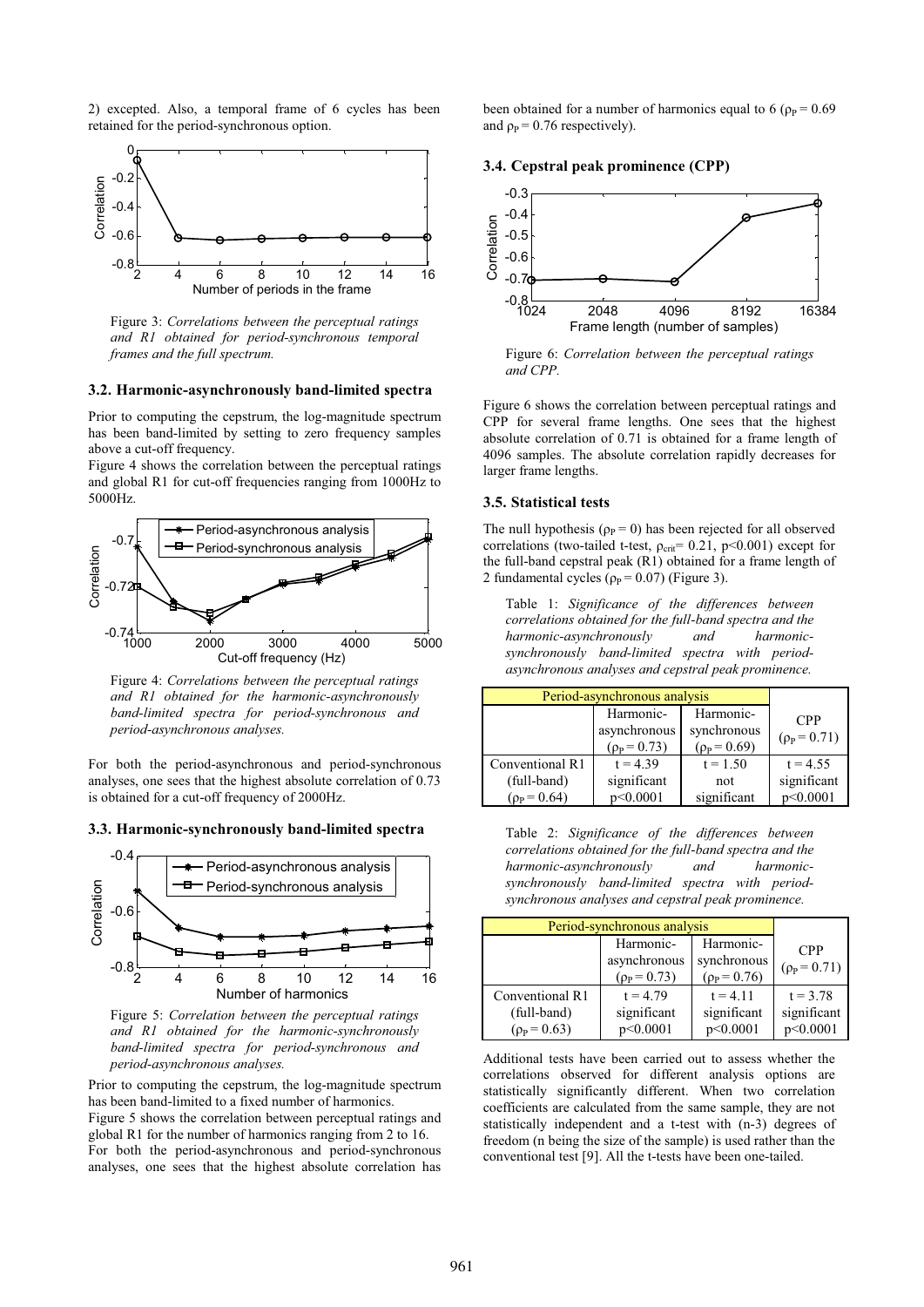2) excepted. Also, a temporal frame of 6 cycles has been retained for the period-synchronous option.

Figure 3: *Correlations between the perceptual ratings and R1 obtained for period-synchronous temporal frames and the full spectrum.*

### 3.2. Harmonic-asynchronously band-limited spectra

Prior to computing the cepstrum, the log-magnitude spectrum has been band-limited by setting to zero frequency samples above a cut-off frequency.

Figure 4 shows the correlation between the perceptual ratings and global R1 for cut-off frequencies ranging from 1000Hz to 5000Hz.

Figure 4: *Correlations between the perceptual ratings and R1 obtained for the harmonic-asynchronously band-limited spectra for period-synchronous and period-asynchronous analyses.*

For both the period-asynchronous and period-synchronous analyses, one sees that the highest absolute correlation of 0.73 is obtained for a cut-off frequency of 2000Hz.

### 3.3. Harmonic-synchronously band-limited spectra

Figure 5: *Correlation between the perceptual ratings and R1 obtained for the harmonic-synchronously band-limited spectra for period-synchronous and period-asynchronous analyses.*

Prior to computing the cepstrum, the log-magnitude spectrum has been band-limited to a fixed number of harmonics.

Figure 5 shows the correlation between perceptual ratings and global R1 for the number of harmonics ranging from 2 to 16.

For both the period-asynchronous and period-synchronous analyses, one sees that the highest absolute correlation has been obtained for a number of harmonics equal to 6 ($\rho_P = 0.69$ and $\rho_P = 0.76$ respectively).

### 3.4. Cepstral peak prominence (CPP)

Figure 6: *Correlation between the perceptual ratings and CPP.*

Figure 6 shows the correlation between perceptual ratings and CPP for several frame lengths. One sees that the highest absolute correlation of 0.71 is obtained for a frame length of 4096 samples. The absolute correlation rapidly decreases for larger frame lengths.

### 3.5. Statistical tests

The null hypothesis ($\rho_P = 0$) has been rejected for all observed correlations (two-tailed t-test, $\rho_{crit} = 0.21$, $p<0.001$) except for the full-band cepstral peak (R1) obtained for a frame length of 2 fundamental cycles ($\rho_P = 0.07$) (Figure 3).

Table 1: *Significance of the differences between correlations obtained for the full-band spectra and the harmonic-asynchronously and harmonic-synchronously band-limited spectra with period-asynchronous analyses and cepstral peak prominence.*

| Period-asynchronous analysis | | | |
|---|---|---|---|
| | Harmonic-asynchronous ($\rho_P = 0.73$) | Harmonic-synchronous ($\rho_P = 0.69$) | CPP ($\rho_P = 0.71$) |
| Conventional R1 (full-band) ($\rho_P = 0.64$) | $t = 4.39$ significant $p<0.0001$ | $t = 1.50$ not significant | $t = 4.55$ significant $p<0.0001$ |

Table 2: *Significance of the differences between correlations obtained for the full-band spectra and the harmonic-asynchronously and harmonic-synchronously band-limited spectra with period-synchronous analyses and cepstral peak prominence.*

| Period-synchronous analysis | | | |
|---|---|---|---|
| | Harmonic-asynchronous ($\rho_P = 0.73$) | Harmonic-synchronous ($\rho_P = 0.76$) | CPP ($\rho_P = 0.71$) |
| Conventional R1 (full-band) ($\rho_P = 0.63$) | $t = 4.79$ significant $p<0.0001$ | $t = 4.11$ significant $p<0.0001$ | $t = 3.78$ significant $p<0.0001$ |

Additional tests have been carried out to assess whether the correlations observed for different analysis options are statistically significantly different. When two correlation coefficients are calculated from the same sample, they are not statistically independent and a t-test with (n-3) degrees of freedom (n being the size of the sample) is used rather than the conventional test [9]. All the t-tests have been one-tailed.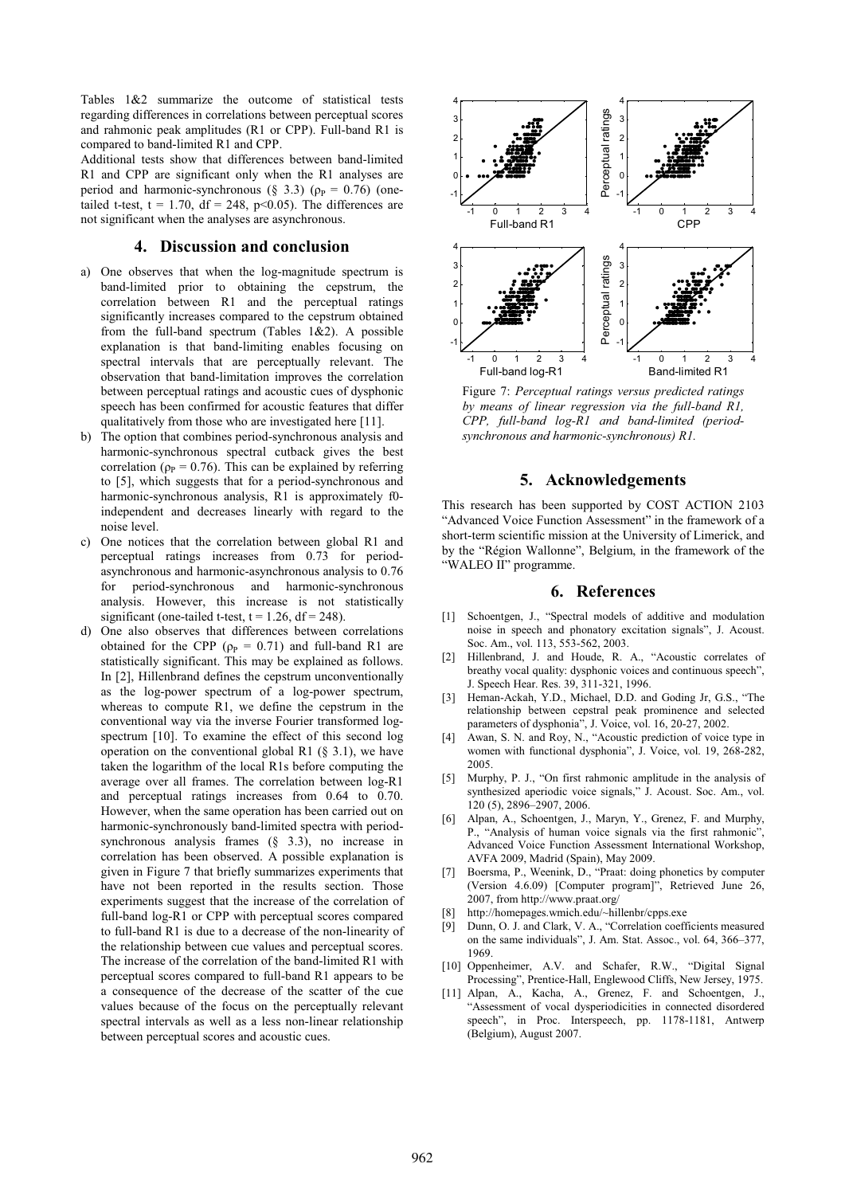Tables 1&2 summarize the outcome of statistical tests regarding differences in correlations between perceptual scores and rahmonic peak amplitudes (R1 or CPP). Full-band R1 is compared to band-limited R1 and CPP.

Additional tests show that differences between band-limited R1 and CPP are significant only when the R1 analyses are period and harmonic-synchronous (§ 3.3) ($\rho_P = 0.76$) (one-tailed t-test, $t = 1.70$, $df = 248$, $p<0.05$). The differences are not significant when the analyses are asynchronous.

## 4. Discussion and conclusion

a) One observes that when the log-magnitude spectrum is band-limited prior to obtaining the cepstrum, the correlation between R1 and the perceptual ratings significantly increases compared to the cepstrum obtained from the full-band spectrum (Tables 1&2). A possible explanation is that band-limiting enables focusing on spectral intervals that are perceptually relevant. The observation that band-limitation improves the correlation between perceptual ratings and acoustic cues of dysphonic speech has been confirmed for acoustic features that differ qualitatively from those who are investigated here [11].

b) The option that combines period-synchronous analysis and harmonic-synchronous spectral cutback gives the best correlation ($\rho_P = 0.76$). This can be explained by referring to [5], which suggests that for a period-synchronous and harmonic-synchronous analysis, R1 is approximately f0-independent and decreases linearly with regard to the noise level.

c) One notices that the correlation between global R1 and perceptual ratings increases from 0.73 for period-asynchronous and harmonic-asynchronous analysis to 0.76 for period-synchronous and harmonic-synchronous analysis. However, this increase is not statistically significant (one-tailed t-test, $t = 1.26$, $df = 248$).

d) One also observes that differences between correlations obtained for the CPP ($\rho_P = 0.71$) and full-band R1 are statistically significant. This may be explained as follows. In [2], Hillenbrand defines the cepstrum unconventionally as the log-power spectrum of a log-power spectrum, whereas to compute R1, we define the cepstrum in the conventional way via the inverse Fourier transformed log-spectrum [10]. To examine the effect of this second log operation on the conventional global R1 (§ 3.1), we have taken the logarithm of the local R1s before computing the average over all frames. The correlation between log-R1 and perceptual ratings increases from 0.64 to 0.70. However, when the same operation has been carried out on harmonic-synchronously band-limited spectra with period-synchronous analysis frames (§ 3.3), no increase in correlation has been observed. A possible explanation is given in Figure 7 that briefly summarizes experiments that have not been reported in the results section. Those experiments suggest that the increase of the correlation of full-band log-R1 or CPP with perceptual scores compared to full-band R1 is due to a decrease of the non-linearity of the relationship between cue values and perceptual scores. The increase of the correlation of the band-limited R1 with perceptual scores compared to full-band R1 appears to be a consequence of the decrease of the scatter of the cue values because of the focus on the perceptually relevant spectral intervals as well as a less non-linear relationship between perceptual scores and acoustic cues.

Perceptual ratings

Full-band R1

CPP

Full-band log-R1

Band-limited R1

Figure 7: *Perceptual ratings versus predicted ratings by means of linear regression via the full-band R1, CPP, full-band log-R1 and band-limited (period-synchronous and harmonic-synchronous) R1.*

## 5. Acknowledgements

This research has been supported by COST ACTION 2103 "Advanced Voice Function Assessment" in the framework of a short-term scientific mission at the University of Limerick, and by the "Région Wallonne", Belgium, in the framework of the "WALEO II" programme.

## 6. References

[1] Schoentgen, J., "Spectral models of additive and modulation noise in speech and phonatory excitation signals", J. Acoust. Soc. Am., vol. 113, 553-562, 2003.

[2] Hillenbrand, J. and Houde, R. A., "Acoustic correlates of breathy vocal quality: dysphonic voices and continuous speech", J. Speech Hear. Res. 39, 311-321, 1996.

[3] Heman-Ackah, Y.D., Michael, D.D. and Goding Jr, G.S., "The relationship between cepstral peak prominence and selected parameters of dysphonia", J. Voice, vol. 16, 20-27, 2002.

[4] Awan, S. N. and Roy, N., "Acoustic prediction of voice type in women with functional dysphonia", J. Voice, vol. 19, 268-282, 2005.

[5] Murphy, P. J., "On first rahmonic amplitude in the analysis of synthesized aperiodic voice signals," J. Acoust. Soc. Am., vol. 120 (5), 2896–2907, 2006.

[6] Alpan, A., Schoentgen, J., Maryn, Y., Grenez, F. and Murphy, P., "Analysis of human voice signals via the first rahmonic", Advanced Voice Function Assessment International Workshop, AVFA 2009, Madrid (Spain), May 2009.

[7] Boersma, P., Weenink, D., "Praat: doing phonetics by computer (Version 4.6.09) [Computer program]", Retrieved June 26, 2007, from http://www.praat.org/

[8] http://homepages.wmich.edu/~hillenbr/cpps.exe

[9] Dunn, O. J. and Clark, V. A., "Correlation coefficients measured on the same individuals", J. Am. Stat. Assoc., vol. 64, 366–377, 1969.

[10] Oppenheimer, A.V. and Schafer, R.W., "Digital Signal Processing", Prentice-Hall, Englewood Cliffs, New Jersey, 1975.

[11] Alpan, A., Kacha, A., Grenez, F. and Schoentgen, J., "Assessment of vocal dysperiodicities in connected disordered speech", in Proc. Interspeech, pp. 1178-1181, Antwerp (Belgium), August 2007.